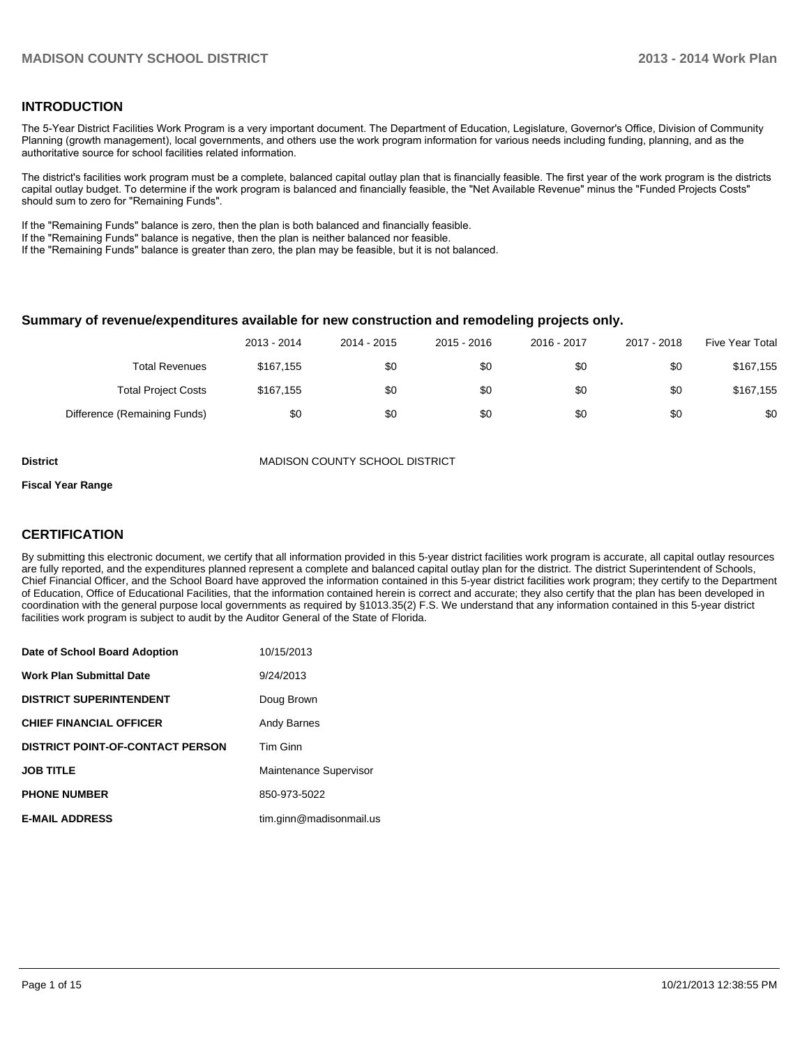## INTRODUCTION

The 5-Year District Facilities Work Program is a very important document. The Department of Education, Legislature, Governor's Office, Division of Community Planning (growth management), local governments, and others use the work program information for various needs including funding, planning, and as the authoritative source for school facilities related information.

The district's facilities work program must be a complete, balanced capital outlay plan that is financially feasible. The first year of the work program is the districts capital outlay budget. To determine if the work program is balanced and financially feasible, the "Net Available Revenue" minus the "Funded Projects Costs" should sum to zero for "Remaining Funds".

If the "Remaining Funds" balance is zero, then the plan is both balanced and financially feasible.
If the "Remaining Funds" balance is negative, then the plan is neither balanced nor feasible.
If the "Remaining Funds" balance is greater than zero, the plan may be feasible, but it is not balanced.

### Summary of revenue/expenditures available for new construction and remodeling projects only.

| | 2013 - 2014 | 2014 - 2015 | 2015 - 2016 | 2016 - 2017 | 2017 - 2018 | Five Year Total |
|---|---|---|---|---|---|---|
| Total Revenues | $167,155 | $0 | $0 | $0 | $0 | $167,155 |
| Total Project Costs | $167,155 | $0 | $0 | $0 | $0 | $167,155 |
| Difference (Remaining Funds) | $0 | $0 | $0 | $0 | $0 | $0 |

| | |
|---|---|
| **District** | MADISON COUNTY SCHOOL DISTRICT |
| **Fiscal Year Range** | |

## CERTIFICATION

By submitting this electronic document, we certify that all information provided in this 5-year district facilities work program is accurate, all capital outlay resources are fully reported, and the expenditures planned represent a complete and balanced capital outlay plan for the district. The district Superintendent of Schools, Chief Financial Officer, and the School Board have approved the information contained in this 5-year district facilities work program; they certify to the Department of Education, Office of Educational Facilities, that the information contained herein is correct and accurate; they also certify that the plan has been developed in coordination with the general purpose local governments as required by §1013.35(2) F.S. We understand that any information contained in this 5-year district facilities work program is subject to audit by the Auditor General of the State of Florida.

| | |
|---|---|
| **Date of School Board Adoption** | 10/15/2013 |
| **Work Plan Submittal Date** | 9/24/2013 |
| **DISTRICT SUPERINTENDENT** | Doug Brown |
| **CHIEF FINANCIAL OFFICER** | Andy Barnes |
| **DISTRICT POINT-OF-CONTACT PERSON** | Tim Ginn |
| **JOB TITLE** | Maintenance Supervisor |
| **PHONE NUMBER** | 850-973-5022 |
| **E-MAIL ADDRESS** | tim.ginn@madisonmail.us |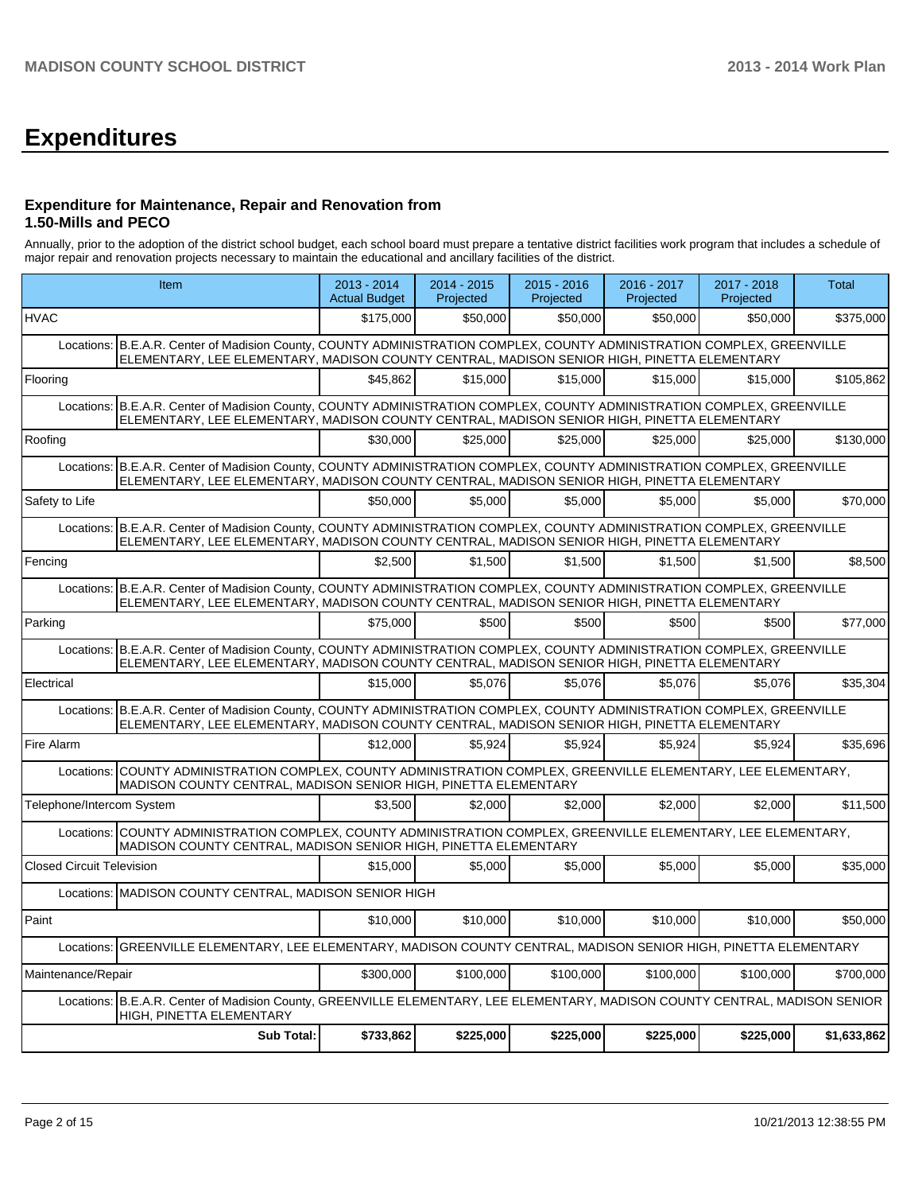# Expenditures

### Expenditure for Maintenance, Repair and Renovation from 1.50-Mills and PECO

Annually, prior to the adoption of the district school budget, each school board must prepare a tentative district facilities work program that includes a schedule of major repair and renovation projects necessary to maintain the educational and ancillary facilities of the district.

| Item | 2013 - 2014 Actual Budget | 2014 - 2015 Projected | 2015 - 2016 Projected | 2016 - 2017 Projected | 2017 - 2018 Projected | Total |
|---|---|---|---|---|---|---|
| HVAC | $175,000 | $50,000 | $50,000 | $50,000 | $50,000 | $375,000 |
| Locations: B.E.A.R. Center of Madison County, COUNTY ADMINISTRATION COMPLEX, COUNTY ADMINISTRATION COMPLEX, GREENVILLE ELEMENTARY, LEE ELEMENTARY, MADISON COUNTY CENTRAL, MADISON SENIOR HIGH, PINETTA ELEMENTARY | | | | | | |
| Flooring | $45,862 | $15,000 | $15,000 | $15,000 | $15,000 | $105,862 |
| Locations: B.E.A.R. Center of Madison County, COUNTY ADMINISTRATION COMPLEX, COUNTY ADMINISTRATION COMPLEX, GREENVILLE ELEMENTARY, LEE ELEMENTARY, MADISON COUNTY CENTRAL, MADISON SENIOR HIGH, PINETTA ELEMENTARY | | | | | | |
| Roofing | $30,000 | $25,000 | $25,000 | $25,000 | $25,000 | $130,000 |
| Locations: B.E.A.R. Center of Madison County, COUNTY ADMINISTRATION COMPLEX, COUNTY ADMINISTRATION COMPLEX, GREENVILLE ELEMENTARY, LEE ELEMENTARY, MADISON COUNTY CENTRAL, MADISON SENIOR HIGH, PINETTA ELEMENTARY | | | | | | |
| Safety to Life | $50,000 | $5,000 | $5,000 | $5,000 | $5,000 | $70,000 |
| Locations: B.E.A.R. Center of Madison County, COUNTY ADMINISTRATION COMPLEX, COUNTY ADMINISTRATION COMPLEX, GREENVILLE ELEMENTARY, LEE ELEMENTARY, MADISON COUNTY CENTRAL, MADISON SENIOR HIGH, PINETTA ELEMENTARY | | | | | | |
| Fencing | $2,500 | $1,500 | $1,500 | $1,500 | $1,500 | $8,500 |
| Locations: B.E.A.R. Center of Madison County, COUNTY ADMINISTRATION COMPLEX, COUNTY ADMINISTRATION COMPLEX, GREENVILLE ELEMENTARY, LEE ELEMENTARY, MADISON COUNTY CENTRAL, MADISON SENIOR HIGH, PINETTA ELEMENTARY | | | | | | |
| Parking | $75,000 | $500 | $500 | $500 | $500 | $77,000 |
| Locations: B.E.A.R. Center of Madison County, COUNTY ADMINISTRATION COMPLEX, COUNTY ADMINISTRATION COMPLEX, GREENVILLE ELEMENTARY, LEE ELEMENTARY, MADISON COUNTY CENTRAL, MADISON SENIOR HIGH, PINETTA ELEMENTARY | | | | | | |
| Electrical | $15,000 | $5,076 | $5,076 | $5,076 | $5,076 | $35,304 |
| Locations: B.E.A.R. Center of Madison County, COUNTY ADMINISTRATION COMPLEX, COUNTY ADMINISTRATION COMPLEX, GREENVILLE ELEMENTARY, LEE ELEMENTARY, MADISON COUNTY CENTRAL, MADISON SENIOR HIGH, PINETTA ELEMENTARY | | | | | | |
| Fire Alarm | $12,000 | $5,924 | $5,924 | $5,924 | $5,924 | $35,696 |
| Locations: COUNTY ADMINISTRATION COMPLEX, COUNTY ADMINISTRATION COMPLEX, GREENVILLE ELEMENTARY, LEE ELEMENTARY, MADISON COUNTY CENTRAL, MADISON SENIOR HIGH, PINETTA ELEMENTARY | | | | | | |
| Telephone/Intercom System | $3,500 | $2,000 | $2,000 | $2,000 | $2,000 | $11,500 |
| Locations: COUNTY ADMINISTRATION COMPLEX, COUNTY ADMINISTRATION COMPLEX, GREENVILLE ELEMENTARY, LEE ELEMENTARY, MADISON COUNTY CENTRAL, MADISON SENIOR HIGH, PINETTA ELEMENTARY | | | | | | |
| Closed Circuit Television | $15,000 | $5,000 | $5,000 | $5,000 | $5,000 | $35,000 |
| Locations: MADISON COUNTY CENTRAL, MADISON SENIOR HIGH | | | | | | |
| Paint | $10,000 | $10,000 | $10,000 | $10,000 | $10,000 | $50,000 |
| Locations: GREENVILLE ELEMENTARY, LEE ELEMENTARY, MADISON COUNTY CENTRAL, MADISON SENIOR HIGH, PINETTA ELEMENTARY | | | | | | |
| Maintenance/Repair | $300,000 | $100,000 | $100,000 | $100,000 | $100,000 | $700,000 |
| Locations: B.E.A.R. Center of Madison County, GREENVILLE ELEMENTARY, LEE ELEMENTARY, MADISON COUNTY CENTRAL, MADISON SENIOR HIGH, PINETTA ELEMENTARY | | | | | | |
| **Sub Total:** | **$733,862** | **$225,000** | **$225,000** | **$225,000** | **$225,000** | **$1,633,862** |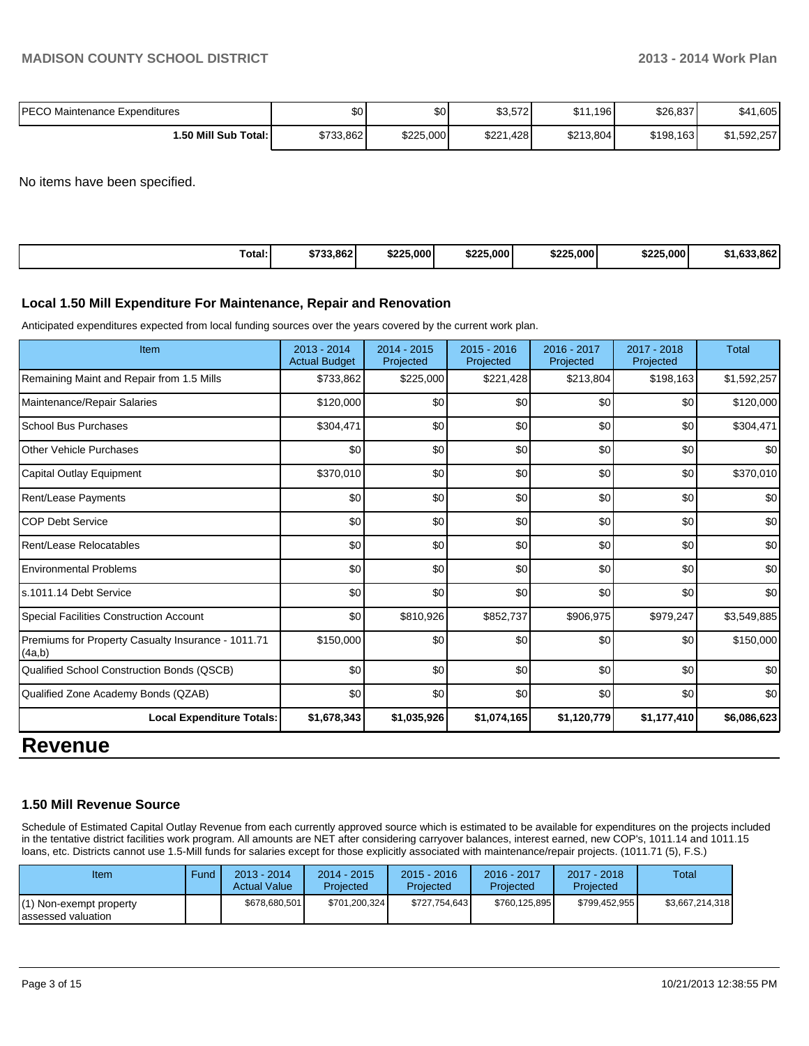| | | | | | | |
|---|---|---|---|---|---|---|
| PECO Maintenance Expenditures | $0 | $0 | $3,572 | $11,196 | $26,837 | $41,605 |
| **1.50 Mill Sub Total:** | $733,862 | $225,000 | $221,428 | $213,804 | $198,163 | $1,592,257 |

No items have been specified.

| | | | | | | |
|---|---|---|---|---|---|---|
| **Total:** | **$733,862** | **$225,000** | **$225,000** | **$225,000** | **$225,000** | **$1,633,862** |

### Local 1.50 Mill Expenditure For Maintenance, Repair and Renovation

Anticipated expenditures expected from local funding sources over the years covered by the current work plan.

| Item | 2013 - 2014 Actual Budget | 2014 - 2015 Projected | 2015 - 2016 Projected | 2016 - 2017 Projected | 2017 - 2018 Projected | Total |
|---|---|---|---|---|---|---|
| Remaining Maint and Repair from 1.5 Mills | $733,862 | $225,000 | $221,428 | $213,804 | $198,163 | $1,592,257 |
| Maintenance/Repair Salaries | $120,000 | $0 | $0 | $0 | $0 | $120,000 |
| School Bus Purchases | $304,471 | $0 | $0 | $0 | $0 | $304,471 |
| Other Vehicle Purchases | $0 | $0 | $0 | $0 | $0 | $0 |
| Capital Outlay Equipment | $370,010 | $0 | $0 | $0 | $0 | $370,010 |
| Rent/Lease Payments | $0 | $0 | $0 | $0 | $0 | $0 |
| COP Debt Service | $0 | $0 | $0 | $0 | $0 | $0 |
| Rent/Lease Relocatables | $0 | $0 | $0 | $0 | $0 | $0 |
| Environmental Problems | $0 | $0 | $0 | $0 | $0 | $0 |
| s.1011.14 Debt Service | $0 | $0 | $0 | $0 | $0 | $0 |
| Special Facilities Construction Account | $0 | $810,926 | $852,737 | $906,975 | $979,247 | $3,549,885 |
| Premiums for Property Casualty Insurance - 1011.71 (4a,b) | $150,000 | $0 | $0 | $0 | $0 | $150,000 |
| Qualified School Construction Bonds (QSCB) | $0 | $0 | $0 | $0 | $0 | $0 |
| Qualified Zone Academy Bonds (QZAB) | $0 | $0 | $0 | $0 | $0 | $0 |
| **Local Expenditure Totals:** | **$1,678,343** | **$1,035,926** | **$1,074,165** | **$1,120,779** | **$1,177,410** | **$6,086,623** |

# Revenue

### 1.50 Mill Revenue Source

Schedule of Estimated Capital Outlay Revenue from each currently approved source which is estimated to be available for expenditures on the projects included in the tentative district facilities work program. All amounts are NET after considering carryover balances, interest earned, new COP's, 1011.14 and 1011.15 loans, etc. Districts cannot use 1.5-Mill funds for salaries except for those explicitly associated with maintenance/repair projects. (1011.71 (5), F.S.)

| Item | Fund | 2013 - 2014 Actual Value | 2014 - 2015 Projected | 2015 - 2016 Projected | 2016 - 2017 Projected | 2017 - 2018 Projected | Total |
|---|---|---|---|---|---|---|---|
| (1) Non-exempt property assessed valuation | | $678,680,501 | $701,200,324 | $727,754,643 | $760,125,895 | $799,452,955 | $3,667,214,318 |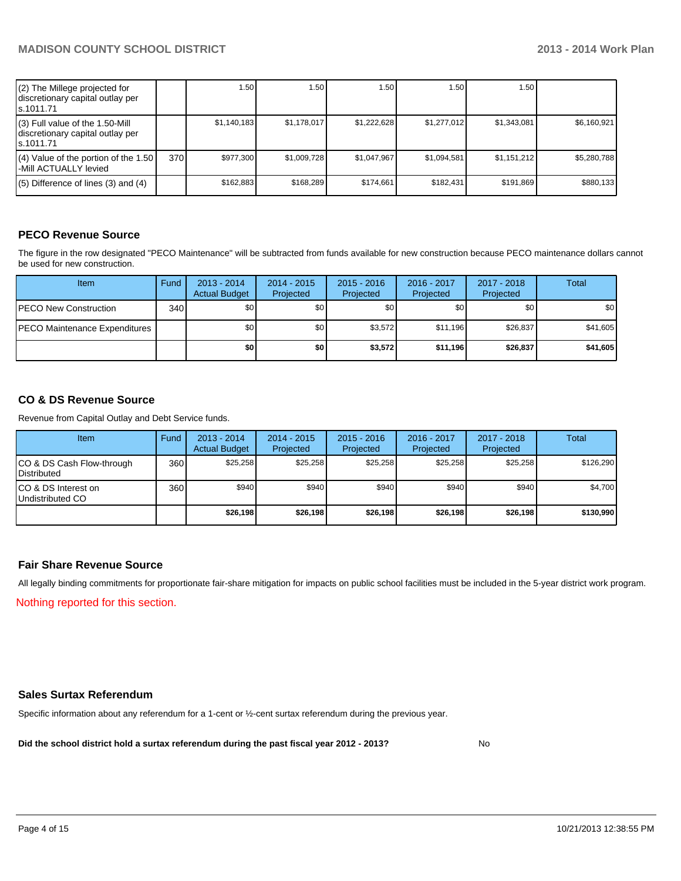| | | | | | | | |
|---|---|---|---|---|---|---|---|
| (2) The Millege projected for discretionary capital outlay per s.1011.71 | | 1.50 | 1.50 | 1.50 | 1.50 | 1.50 | |
| (3) Full value of the 1.50-Mill discretionary capital outlay per s.1011.71 | | $1,140,183 | $1,178,017 | $1,222,628 | $1,277,012 | $1,343,081 | $6,160,921 |
| (4) Value of the portion of the 1.50 -Mill ACTUALLY levied | 370 | $977,300 | $1,009,728 | $1,047,967 | $1,094,581 | $1,151,212 | $5,280,788 |
| (5) Difference of lines (3) and (4) | | $162,883 | $168,289 | $174,661 | $182,431 | $191,869 | $880,133 |

## PECO Revenue Source

The figure in the row designated "PECO Maintenance" will be subtracted from funds available for new construction because PECO maintenance dollars cannot be used for new construction.

| Item | Fund | 2013 - 2014 Actual Budget | 2014 - 2015 Projected | 2015 - 2016 Projected | 2016 - 2017 Projected | 2017 - 2018 Projected | Total |
|---|---|---|---|---|---|---|---|
| PECO New Construction | 340 | $0 | $0 | $0 | $0 | $0 | $0 |
| PECO Maintenance Expenditures | | $0 | $0 | $3,572 | $11,196 | $26,837 | $41,605 |
| | | **$0** | **$0** | **$3,572** | **$11,196** | **$26,837** | **$41,605** |

## CO & DS Revenue Source

Revenue from Capital Outlay and Debt Service funds.

| Item | Fund | 2013 - 2014 Actual Budget | 2014 - 2015 Projected | 2015 - 2016 Projected | 2016 - 2017 Projected | 2017 - 2018 Projected | Total |
|---|---|---|---|---|---|---|---|
| CO & DS Cash Flow-through Distributed | 360 | $25,258 | $25,258 | $25,258 | $25,258 | $25,258 | $126,290 |
| CO & DS Interest on Undistributed CO | 360 | $940 | $940 | $940 | $940 | $940 | $4,700 |
| | | **$26,198** | **$26,198** | **$26,198** | **$26,198** | **$26,198** | **$130,990** |

## Fair Share Revenue Source

All legally binding commitments for proportionate fair-share mitigation for impacts on public school facilities must be included in the 5-year district work program.

Nothing reported for this section.

## Sales Surtax Referendum

Specific information about any referendum for a 1-cent or ½-cent surtax referendum during the previous year.

**Did the school district hold a surtax referendum during the past fiscal year 2012 - 2013?** No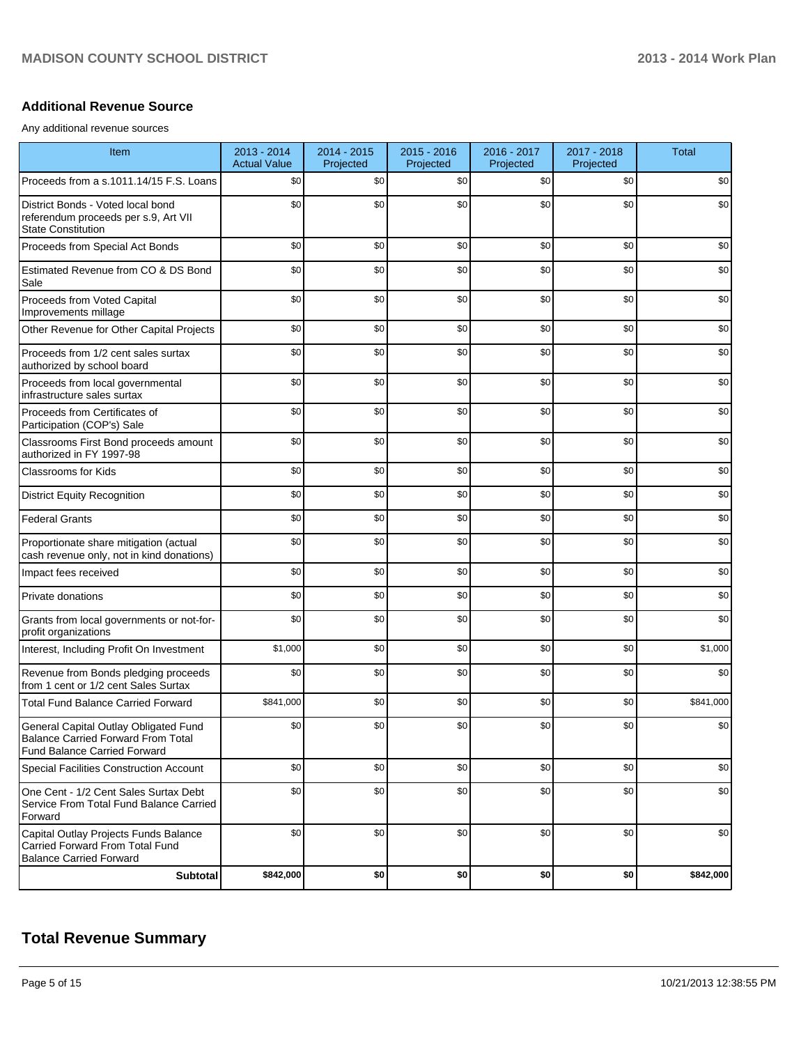## Additional Revenue Source

Any additional revenue sources

| Item | 2013 - 2014 Actual Value | 2014 - 2015 Projected | 2015 - 2016 Projected | 2016 - 2017 Projected | 2017 - 2018 Projected | Total |
|---|---|---|---|---|---|---|
| Proceeds from a s.1011.14/15 F.S. Loans | $0 | $0 | $0 | $0 | $0 | $0 |
| District Bonds - Voted local bond referendum proceeds per s.9, Art VII State Constitution | $0 | $0 | $0 | $0 | $0 | $0 |
| Proceeds from Special Act Bonds | $0 | $0 | $0 | $0 | $0 | $0 |
| Estimated Revenue from CO & DS Bond Sale | $0 | $0 | $0 | $0 | $0 | $0 |
| Proceeds from Voted Capital Improvements millage | $0 | $0 | $0 | $0 | $0 | $0 |
| Other Revenue for Other Capital Projects | $0 | $0 | $0 | $0 | $0 | $0 |
| Proceeds from 1/2 cent sales surtax authorized by school board | $0 | $0 | $0 | $0 | $0 | $0 |
| Proceeds from local governmental infrastructure sales surtax | $0 | $0 | $0 | $0 | $0 | $0 |
| Proceeds from Certificates of Participation (COP's) Sale | $0 | $0 | $0 | $0 | $0 | $0 |
| Classrooms First Bond proceeds amount authorized in FY 1997-98 | $0 | $0 | $0 | $0 | $0 | $0 |
| Classrooms for Kids | $0 | $0 | $0 | $0 | $0 | $0 |
| District Equity Recognition | $0 | $0 | $0 | $0 | $0 | $0 |
| Federal Grants | $0 | $0 | $0 | $0 | $0 | $0 |
| Proportionate share mitigation (actual cash revenue only, not in kind donations) | $0 | $0 | $0 | $0 | $0 | $0 |
| Impact fees received | $0 | $0 | $0 | $0 | $0 | $0 |
| Private donations | $0 | $0 | $0 | $0 | $0 | $0 |
| Grants from local governments or not-for-profit organizations | $0 | $0 | $0 | $0 | $0 | $0 |
| Interest, Including Profit On Investment | $1,000 | $0 | $0 | $0 | $0 | $1,000 |
| Revenue from Bonds pledging proceeds from 1 cent or 1/2 cent Sales Surtax | $0 | $0 | $0 | $0 | $0 | $0 |
| Total Fund Balance Carried Forward | $841,000 | $0 | $0 | $0 | $0 | $841,000 |
| General Capital Outlay Obligated Fund Balance Carried Forward From Total Fund Balance Carried Forward | $0 | $0 | $0 | $0 | $0 | $0 |
| Special Facilities Construction Account | $0 | $0 | $0 | $0 | $0 | $0 |
| One Cent - 1/2 Cent Sales Surtax Debt Service From Total Fund Balance Carried Forward | $0 | $0 | $0 | $0 | $0 | $0 |
| Capital Outlay Projects Funds Balance Carried Forward From Total Fund Balance Carried Forward | $0 | $0 | $0 | $0 | $0 | $0 |
| **Subtotal** | **$842,000** | **$0** | **$0** | **$0** | **$0** | **$842,000** |

# Total Revenue Summary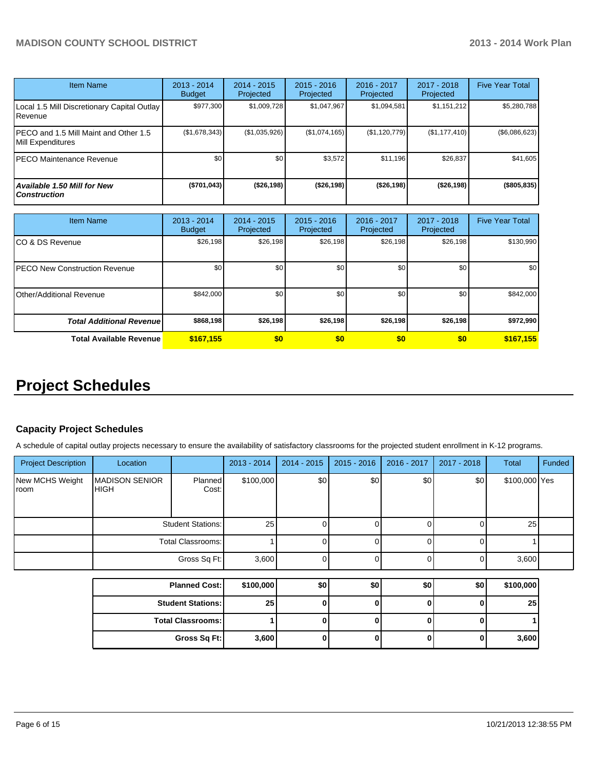| Item Name | 2013 - 2014 Budget | 2014 - 2015 Projected | 2015 - 2016 Projected | 2016 - 2017 Projected | 2017 - 2018 Projected | Five Year Total |
|---|---|---|---|---|---|---|
| Local 1.5 Mill Discretionary Capital Outlay Revenue | $977,300 | $1,009,728 | $1,047,967 | $1,094,581 | $1,151,212 | $5,280,788 |
| PECO and 1.5 Mill Maint and Other 1.5 Mill Expenditures | ($1,678,343) | ($1,035,926) | ($1,074,165) | ($1,120,779) | ($1,177,410) | ($6,086,623) |
| PECO Maintenance Revenue | $0 | $0 | $3,572 | $11,196 | $26,837 | $41,605 |
| ***Available 1.50 Mill for New Construction*** | **($701,043)** | **($26,198)** | **($26,198)** | **($26,198)** | **($26,198)** | **($805,835)** |

| Item Name | 2013 - 2014 Budget | 2014 - 2015 Projected | 2015 - 2016 Projected | 2016 - 2017 Projected | 2017 - 2018 Projected | Five Year Total |
|---|---|---|---|---|---|---|
| CO & DS Revenue | $26,198 | $26,198 | $26,198 | $26,198 | $26,198 | $130,990 |
| PECO New Construction Revenue | $0 | $0 | $0 | $0 | $0 | $0 |
| Other/Additional Revenue | $842,000 | $0 | $0 | $0 | $0 | $842,000 |
| ***Total Additional Revenue*** | **$868,198** | **$26,198** | **$26,198** | **$26,198** | **$26,198** | **$972,990** |
| **Total Available Revenue** | **$167,155** | **$0** | **$0** | **$0** | **$0** | **$167,155** |

# Project Schedules

### Capacity Project Schedules

A schedule of capital outlay projects necessary to ensure the availability of satisfactory classrooms for the projected student enrollment in K-12 programs.

| Project Description | Location | | 2013 - 2014 | 2014 - 2015 | 2015 - 2016 | 2016 - 2017 | 2017 - 2018 | Total | Funded |
|---|---|---|---|---|---|---|---|---|---|
| New MCHS Weight room | MADISON SENIOR HIGH | Planned Cost: | $100,000 | $0 | $0 | $0 | $0 | $100,000 | Yes |
| | | Student Stations: | 25 | 0 | 0 | 0 | 0 | 25 | |
| | | Total Classrooms: | 1 | 0 | 0 | 0 | 0 | 1 | |
| | | Gross Sq Ft: | 3,600 | 0 | 0 | 0 | 0 | 3,600 | |

| | 2013 - 2014 | 2014 - 2015 | 2015 - 2016 | 2016 - 2017 | 2017 - 2018 | Total |
|---|---|---|---|---|---|---|
| **Planned Cost:** | **$100,000** | **$0** | **$0** | **$0** | **$0** | **$100,000** |
| **Student Stations:** | **25** | **0** | **0** | **0** | **0** | **25** |
| **Total Classrooms:** | **1** | **0** | **0** | **0** | **0** | **1** |
| **Gross Sq Ft:** | **3,600** | **0** | **0** | **0** | **0** | **3,600** |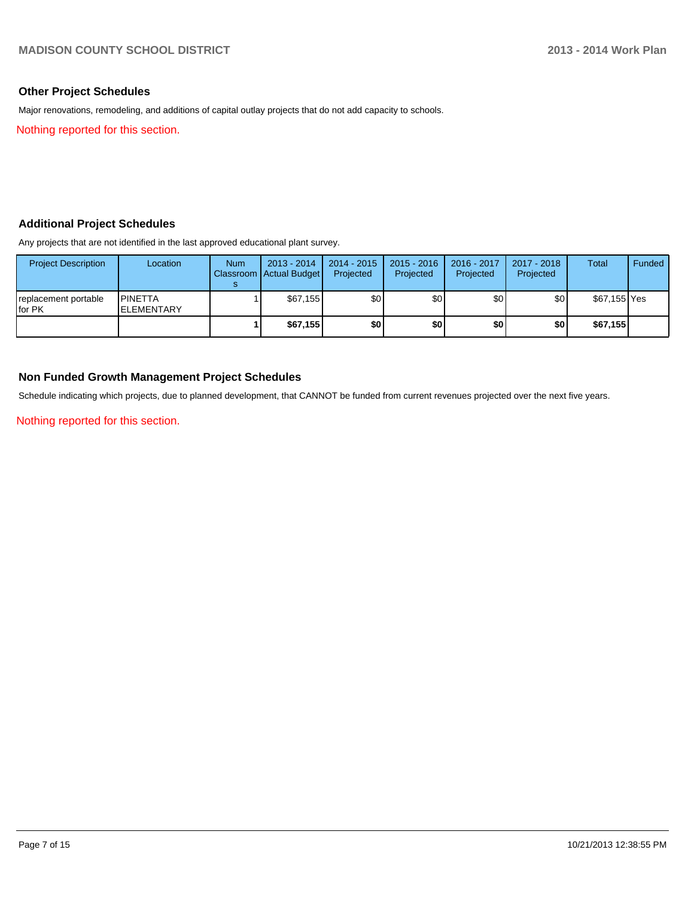## Other Project Schedules

Major renovations, remodeling, and additions of capital outlay projects that do not add capacity to schools.

Nothing reported for this section.

## Additional Project Schedules

Any projects that are not identified in the last approved educational plant survey.

| Project Description | Location | Num Classrooms | 2013 - 2014 Actual Budget | 2014 - 2015 Projected | 2015 - 2016 Projected | 2016 - 2017 Projected | 2017 - 2018 Projected | Total | Funded |
|---|---|---|---|---|---|---|---|---|---|
| replacement portable for PK | PINETTA ELEMENTARY | 1 | $67,155 | $0 | $0 | $0 | $0 | $67,155 | Yes |
| | | **1** | **$67,155** | **$0** | **$0** | **$0** | **$0** | **$67,155** | |

## Non Funded Growth Management Project Schedules

Schedule indicating which projects, due to planned development, that CANNOT be funded from current revenues projected over the next five years.

Nothing reported for this section.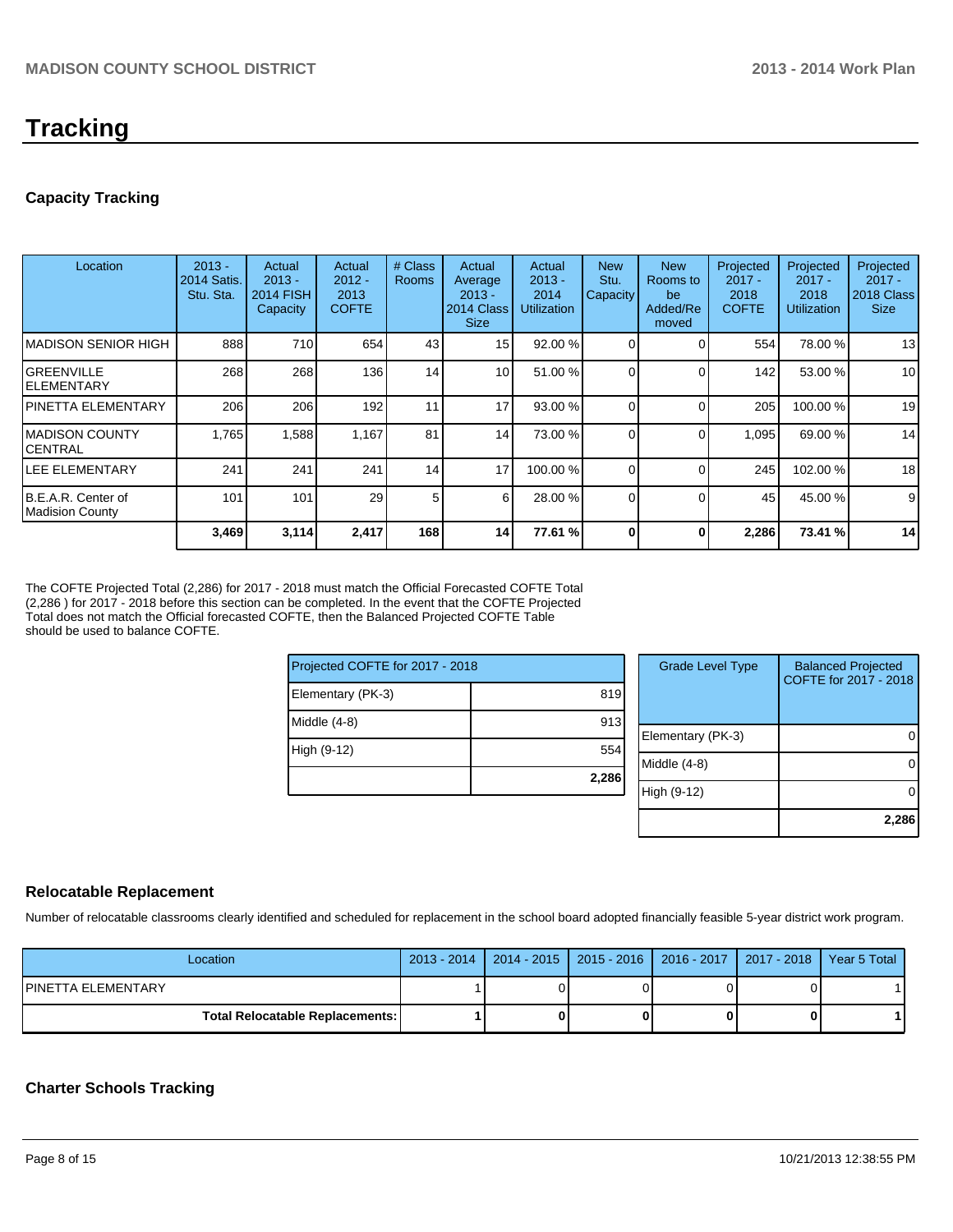# Tracking

## Capacity Tracking

| Location | 2013 - 2014 Satis. Stu. Sta. | Actual 2013 - 2014 FISH Capacity | Actual 2012 - 2013 COFTE | # Class Rooms | Actual Average 2013 - 2014 Class Size | Actual 2013 - 2014 Utilization | New Stu. Capacity | New Rooms to be Added/Removed | Projected 2017 - 2018 COFTE | Projected 2017 - 2018 Utilization | Projected 2017 - 2018 Class Size |
|---|---|---|---|---|---|---|---|---|---|---|---|
| MADISON SENIOR HIGH | 888 | 710 | 654 | 43 | 15 | 92.00 % | 0 | 0 | 554 | 78.00 % | 13 |
| GREENVILLE ELEMENTARY | 268 | 268 | 136 | 14 | 10 | 51.00 % | 0 | 0 | 142 | 53.00 % | 10 |
| PINETTA ELEMENTARY | 206 | 206 | 192 | 11 | 17 | 93.00 % | 0 | 0 | 205 | 100.00 % | 19 |
| MADISON COUNTY CENTRAL | 1,765 | 1,588 | 1,167 | 81 | 14 | 73.00 % | 0 | 0 | 1,095 | 69.00 % | 14 |
| LEE ELEMENTARY | 241 | 241 | 241 | 14 | 17 | 100.00 % | 0 | 0 | 245 | 102.00 % | 18 |
| B.E.A.R. Center of Madision County | 101 | 101 | 29 | 5 | 6 | 28.00 % | 0 | 0 | 45 | 45.00 % | 9 |
| | **3,469** | **3,114** | **2,417** | **168** | **14** | **77.61 %** | **0** | **0** | **2,286** | **73.41 %** | **14** |

The COFTE Projected Total (2,286) for 2017 - 2018 must match the Official Forecasted COFTE Total (2,286 ) for 2017 - 2018 before this section can be completed. In the event that the COFTE Projected Total does not match the Official forecasted COFTE, then the Balanced Projected COFTE Table should be used to balance COFTE.

| Projected COFTE for 2017 - 2018 | |
|---|---|
| Elementary (PK-3) | 819 |
| Middle (4-8) | 913 |
| High (9-12) | 554 |
| | **2,286** |

| Grade Level Type | Balanced Projected COFTE for 2017 - 2018 |
|---|---|
| Elementary (PK-3) | 0 |
| Middle (4-8) | 0 |
| High (9-12) | 0 |
| | **2,286** |

## Relocatable Replacement

Number of relocatable classrooms clearly identified and scheduled for replacement in the school board adopted financially feasible 5-year district work program.

| Location | 2013 - 2014 | 2014 - 2015 | 2015 - 2016 | 2016 - 2017 | 2017 - 2018 | Year 5 Total |
|---|---|---|---|---|---|---|
| PINETTA ELEMENTARY | 1 | 0 | 0 | 0 | 0 | 1 |
| **Total Relocatable Replacements:** | **1** | **0** | **0** | **0** | **0** | **1** |

## Charter Schools Tracking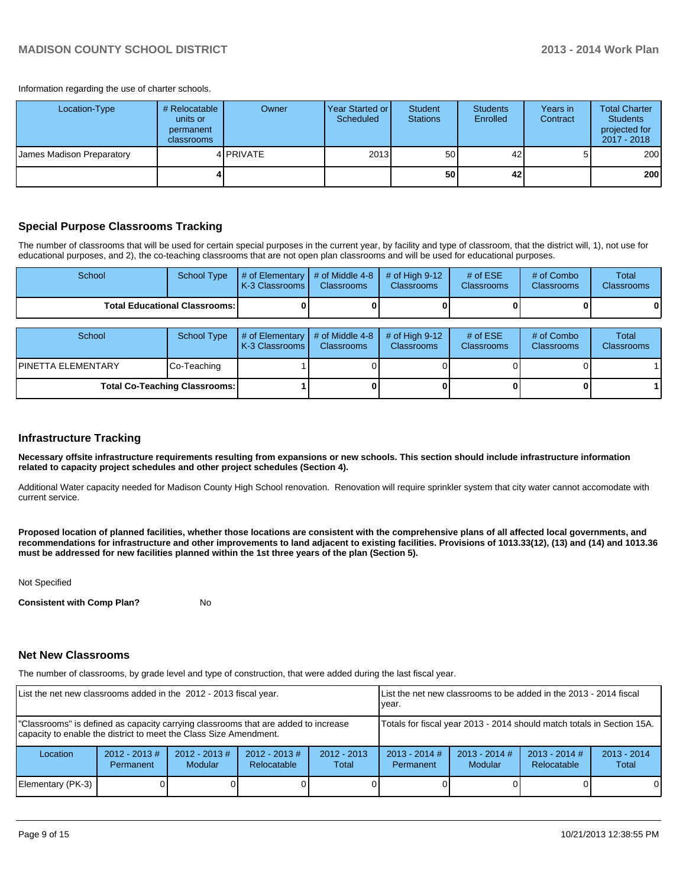Information regarding the use of charter schools.

| Location-Type | # Relocatable units or permanent classrooms | Owner | Year Started or Scheduled | Student Stations | Students Enrolled | Years in Contract | Total Charter Students projected for 2017 - 2018 |
|---|---|---|---|---|---|---|---|
| James Madison Preparatory | 4 | PRIVATE | 2013 | 50 | 42 | 5 | 200 |
| | **4** | | | **50** | **42** | | **200** |

## Special Purpose Classrooms Tracking

The number of classrooms that will be used for certain special purposes in the current year, by facility and type of classroom, that the district will, 1), not use for educational purposes, and 2), the co-teaching classrooms that are not open plan classrooms and will be used for educational purposes.

| School | School Type | # of Elementary K-3 Classrooms | # of Middle 4-8 Classrooms | # of High 9-12 Classrooms | # of ESE Classrooms | # of Combo Classrooms | Total Classrooms |
|---|---|---|---|---|---|---|---|
| **Total Educational Classrooms:** | | **0** | **0** | **0** | **0** | **0** | **0** |

| School | School Type | # of Elementary K-3 Classrooms | # of Middle 4-8 Classrooms | # of High 9-12 Classrooms | # of ESE Classrooms | # of Combo Classrooms | Total Classrooms |
|---|---|---|---|---|---|---|---|
| PINETTA ELEMENTARY | Co-Teaching | 1 | 0 | 0 | 0 | 0 | 1 |
| **Total Co-Teaching Classrooms:** | | **1** | **0** | **0** | **0** | **0** | **1** |

## Infrastructure Tracking

**Necessary offsite infrastructure requirements resulting from expansions or new schools. This section should include infrastructure information related to capacity project schedules and other project schedules (Section 4).**

Additional Water capacity needed for Madison County High School renovation. Renovation will require sprinkler system that city water cannot accomodate with current service.

**Proposed location of planned facilities, whether those locations are consistent with the comprehensive plans of all affected local governments, and recommendations for infrastructure and other improvements to land adjacent to existing facilities. Provisions of 1013.33(12), (13) and (14) and 1013.36 must be addressed for new facilities planned within the 1st three years of the plan (Section 5).**

Not Specified

**Consistent with Comp Plan?** No

## Net New Classrooms

The number of classrooms, by grade level and type of construction, that were added during the last fiscal year.

| List the net new classrooms added in the 2012 - 2013 fiscal year. | | | | | List the net new classrooms to be added in the 2013 - 2014 fiscal year. | | | |
|---|---|---|---|---|---|---|---|---|
| "Classrooms" is defined as capacity carrying classrooms that are added to increase capacity to enable the district to meet the Class Size Amendment. | | | | | Totals for fiscal year 2013 - 2014 should match totals in Section 15A. | | | |
| Location | 2012 - 2013 # Permanent | 2012 - 2013 # Modular | 2012 - 2013 # Relocatable | 2012 - 2013 Total | 2013 - 2014 # Permanent | 2013 - 2014 # Modular | 2013 - 2014 # Relocatable | 2013 - 2014 Total |
| Elementary (PK-3) | 0 | 0 | 0 | 0 | 0 | 0 | 0 | 0 |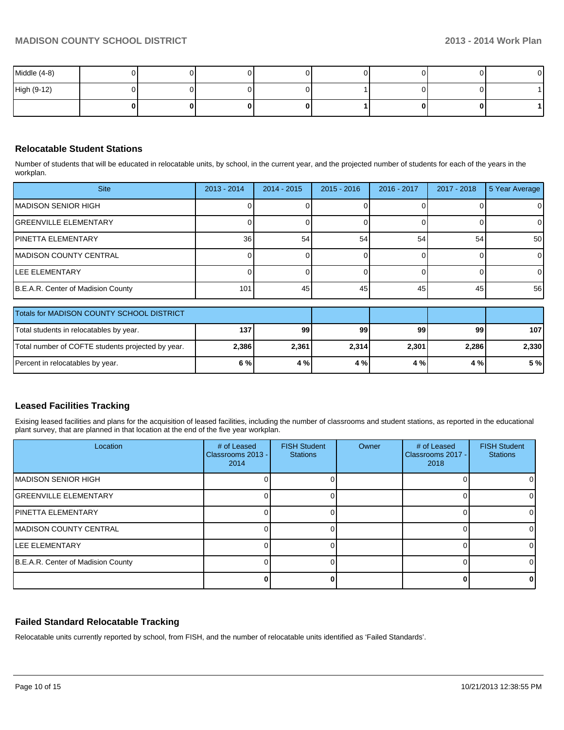| | | | | | | | | |
|---|---|---|---|---|---|---|---|---|
| Middle (4-8) | 0 | 0 | 0 | 0 | 0 | 0 | 0 | 0 |
| High (9-12) | 0 | 0 | 0 | 0 | 1 | 0 | 0 | 1 |
| | **0** | **0** | **0** | **0** | **1** | **0** | **0** | **1** |

### Relocatable Student Stations

Number of students that will be educated in relocatable units, by school, in the current year, and the projected number of students for each of the years in the workplan.

| Site | 2013 - 2014 | 2014 - 2015 | 2015 - 2016 | 2016 - 2017 | 2017 - 2018 | 5 Year Average |
|---|---|---|---|---|---|---|
| MADISON SENIOR HIGH | 0 | 0 | 0 | 0 | 0 | 0 |
| GREENVILLE ELEMENTARY | 0 | 0 | 0 | 0 | 0 | 0 |
| PINETTA ELEMENTARY | 36 | 54 | 54 | 54 | 54 | 50 |
| MADISON COUNTY CENTRAL | 0 | 0 | 0 | 0 | 0 | 0 |
| LEE ELEMENTARY | 0 | 0 | 0 | 0 | 0 | 0 |
| B.E.A.R. Center of Madision County | 101 | 45 | 45 | 45 | 45 | 56 |

| Totals for MADISON COUNTY SCHOOL DISTRICT | | | | | | |
|---|---|---|---|---|---|---|
| Total students in relocatables by year. | **137** | **99** | **99** | **99** | **99** | **107** |
| Total number of COFTE students projected by year. | **2,386** | **2,361** | **2,314** | **2,301** | **2,286** | **2,330** |
| Percent in relocatables by year. | **6 %** | **4 %** | **4 %** | **4 %** | **4 %** | **5 %** |

### Leased Facilities Tracking

Exising leased facilities and plans for the acquisition of leased facilities, including the number of classrooms and student stations, as reported in the educational plant survey, that are planned in that location at the end of the five year workplan.

| Location | # of Leased Classrooms 2013 - 2014 | FISH Student Stations | Owner | # of Leased Classrooms 2017 - 2018 | FISH Student Stations |
|---|---|---|---|---|---|
| MADISON SENIOR HIGH | 0 | 0 | | 0 | 0 |
| GREENVILLE ELEMENTARY | 0 | 0 | | 0 | 0 |
| PINETTA ELEMENTARY | 0 | 0 | | 0 | 0 |
| MADISON COUNTY CENTRAL | 0 | 0 | | 0 | 0 |
| LEE ELEMENTARY | 0 | 0 | | 0 | 0 |
| B.E.A.R. Center of Madision County | 0 | 0 | | 0 | 0 |
| | **0** | **0** | | **0** | **0** |

### Failed Standard Relocatable Tracking

Relocatable units currently reported by school, from FISH, and the number of relocatable units identified as 'Failed Standards'.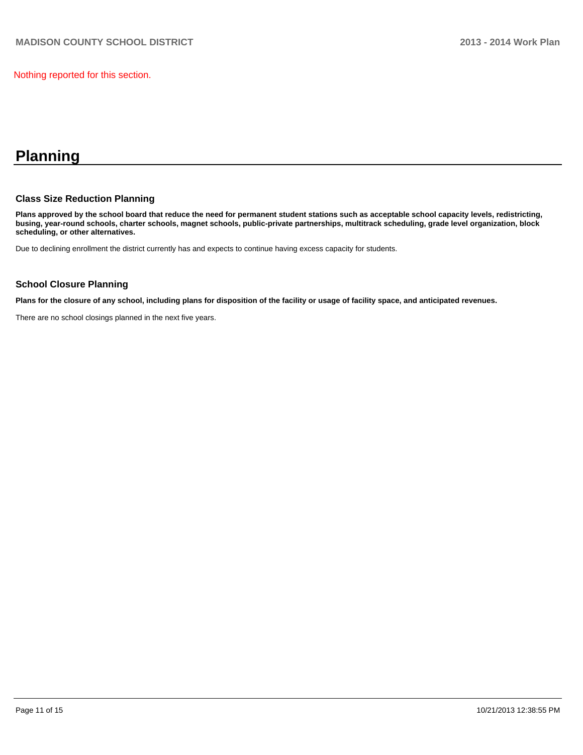Nothing reported for this section.

# Planning

### Class Size Reduction Planning

**Plans approved by the school board that reduce the need for permanent student stations such as acceptable school capacity levels, redistricting, busing, year-round schools, charter schools, magnet schools, public-private partnerships, multitrack scheduling, grade level organization, block scheduling, or other alternatives.**

Due to declining enrollment the district currently has and expects to continue having excess capacity for students.

### School Closure Planning

**Plans for the closure of any school, including plans for disposition of the facility or usage of facility space, and anticipated revenues.**

There are no school closings planned in the next five years.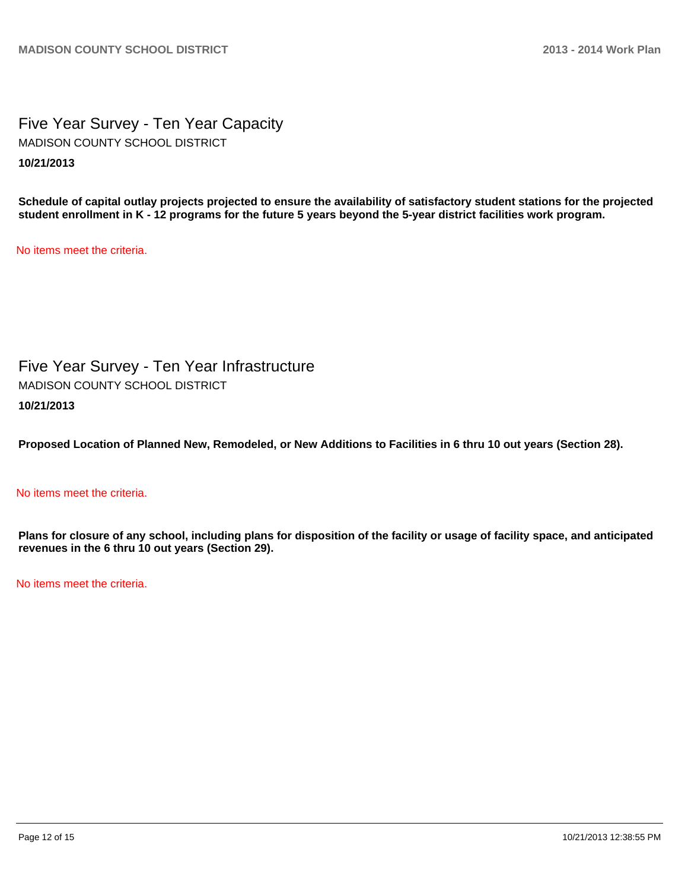# Five Year Survey - Ten Year Capacity

MADISON COUNTY SCHOOL DISTRICT

**10/21/2013**

**Schedule of capital outlay projects projected to ensure the availability of satisfactory student stations for the projected student enrollment in K - 12 programs for the future 5 years beyond the 5-year district facilities work program.**

No items meet the criteria.

# Five Year Survey - Ten Year Infrastructure

MADISON COUNTY SCHOOL DISTRICT

**10/21/2013**

**Proposed Location of Planned New, Remodeled, or New Additions to Facilities in 6 thru 10 out years (Section 28).**

No items meet the criteria.

**Plans for closure of any school, including plans for disposition of the facility or usage of facility space, and anticipated revenues in the 6 thru 10 out years (Section 29).**

No items meet the criteria.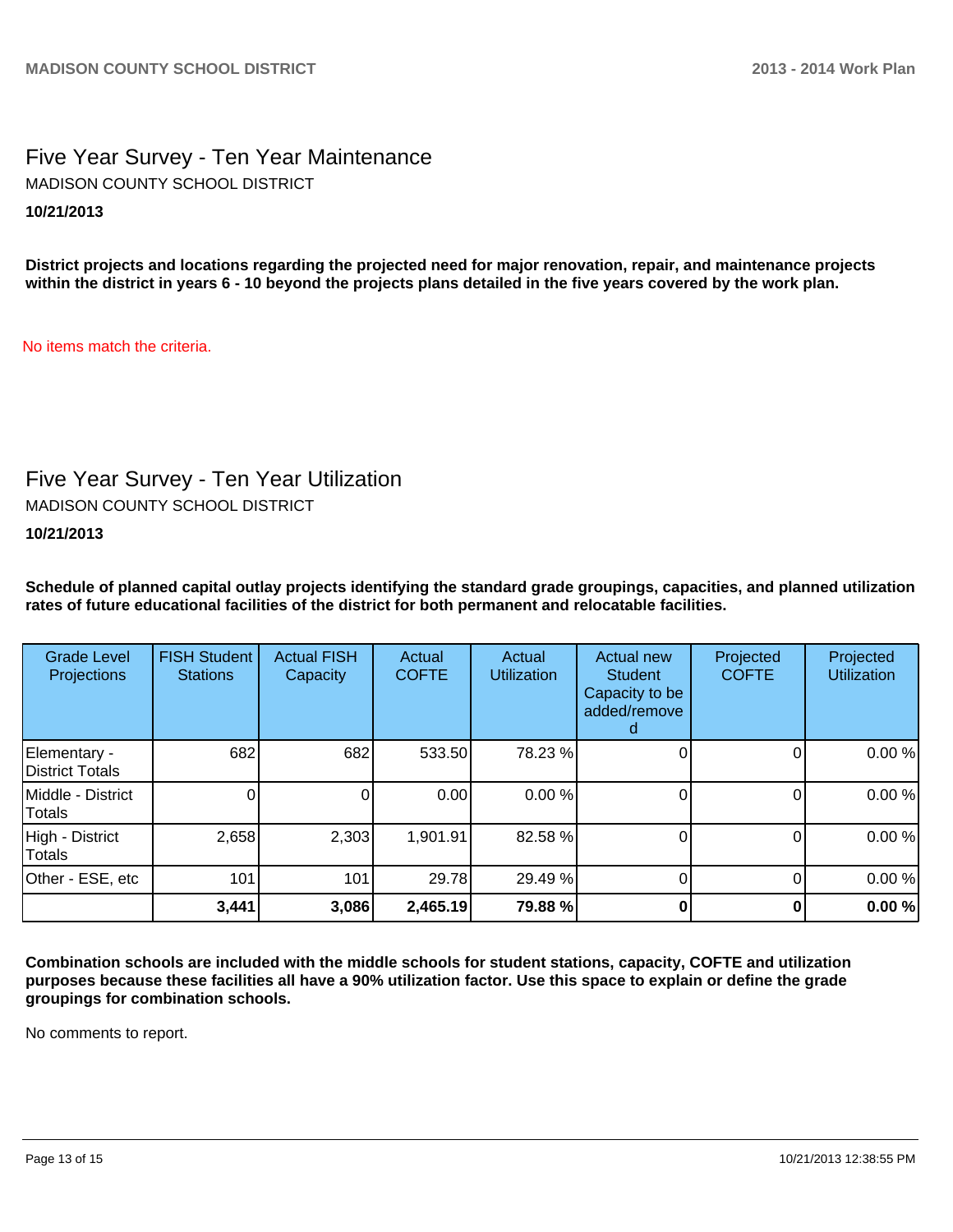# Five Year Survey - Ten Year Maintenance

MADISON COUNTY SCHOOL DISTRICT

**10/21/2013**

**District projects and locations regarding the projected need for major renovation, repair, and maintenance projects within the district in years 6 - 10 beyond the projects plans detailed in the five years covered by the work plan.**

No items match the criteria.

# Five Year Survey - Ten Year Utilization

MADISON COUNTY SCHOOL DISTRICT

**10/21/2013**

**Schedule of planned capital outlay projects identifying the standard grade groupings, capacities, and planned utilization rates of future educational facilities of the district for both permanent and relocatable facilities.**

| Grade Level Projections | FISH Student Stations | Actual FISH Capacity | Actual COFTE | Actual Utilization | Actual new Student Capacity to be added/removed | Projected COFTE | Projected Utilization |
|---|---|---|---|---|---|---|---|
| Elementary - District Totals | 682 | 682 | 533.50 | 78.23 % | 0 | 0 | 0.00 % |
| Middle - District Totals | 0 | 0 | 0.00 | 0.00 % | 0 | 0 | 0.00 % |
| High - District Totals | 2,658 | 2,303 | 1,901.91 | 82.58 % | 0 | 0 | 0.00 % |
| Other - ESE, etc | 101 | 101 | 29.78 | 29.49 % | 0 | 0 | 0.00 % |
| | **3,441** | **3,086** | **2,465.19** | **79.88 %** | **0** | **0** | **0.00 %** |

**Combination schools are included with the middle schools for student stations, capacity, COFTE and utilization purposes because these facilities all have a 90% utilization factor. Use this space to explain or define the grade groupings for combination schools.**

No comments to report.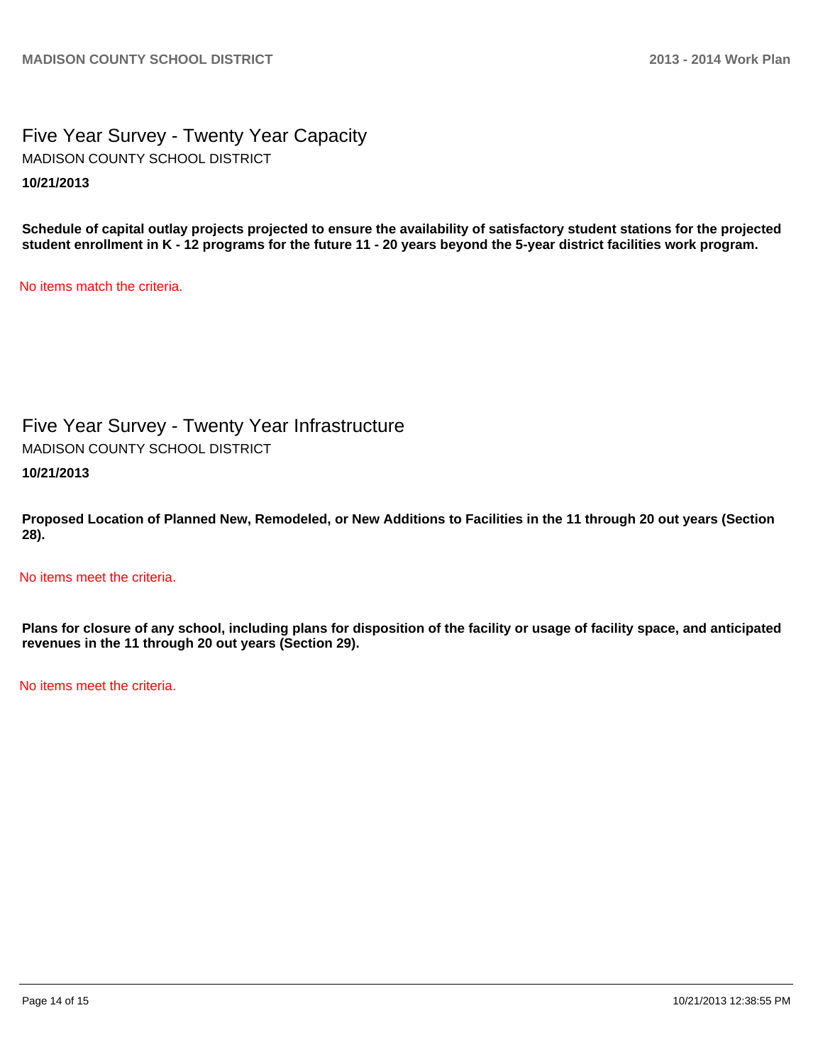## Five Year Survey - Twenty Year Capacity

MADISON COUNTY SCHOOL DISTRICT

**10/21/2013**

**Schedule of capital outlay projects projected to ensure the availability of satisfactory student stations for the projected student enrollment in K - 12 programs for the future 11 - 20 years beyond the 5-year district facilities work program.**

No items match the criteria.

## Five Year Survey - Twenty Year Infrastructure

MADISON COUNTY SCHOOL DISTRICT

**10/21/2013**

**Proposed Location of Planned New, Remodeled, or New Additions to Facilities in the 11 through 20 out years (Section 28).**

No items meet the criteria.

**Plans for closure of any school, including plans for disposition of the facility or usage of facility space, and anticipated revenues in the 11 through 20 out years (Section 29).**

No items meet the criteria.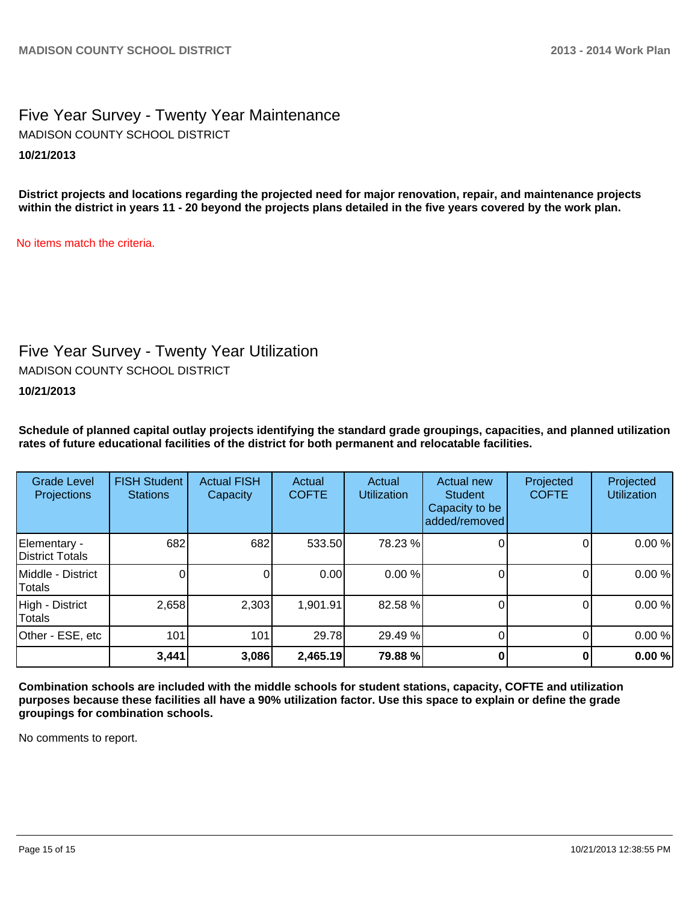## Five Year Survey - Twenty Year Maintenance

MADISON COUNTY SCHOOL DISTRICT

**10/21/2013**

**District projects and locations regarding the projected need for major renovation, repair, and maintenance projects within the district in years 11 - 20 beyond the projects plans detailed in the five years covered by the work plan.**

No items match the criteria.

## Five Year Survey - Twenty Year Utilization

MADISON COUNTY SCHOOL DISTRICT

**10/21/2013**

**Schedule of planned capital outlay projects identifying the standard grade groupings, capacities, and planned utilization rates of future educational facilities of the district for both permanent and relocatable facilities.**

| Grade Level Projections | FISH Student Stations | Actual FISH Capacity | Actual COFTE | Actual Utilization | Actual new Student Capacity to be added/removed | Projected COFTE | Projected Utilization |
|---|---|---|---|---|---|---|---|
| Elementary - District Totals | 682 | 682 | 533.50 | 78.23 % | 0 | 0 | 0.00 % |
| Middle - District Totals | 0 | 0 | 0.00 | 0.00 % | 0 | 0 | 0.00 % |
| High - District Totals | 2,658 | 2,303 | 1,901.91 | 82.58 % | 0 | 0 | 0.00 % |
| Other - ESE, etc | 101 | 101 | 29.78 | 29.49 % | 0 | 0 | 0.00 % |
| | **3,441** | **3,086** | **2,465.19** | **79.88 %** | **0** | **0** | **0.00 %** |

**Combination schools are included with the middle schools for student stations, capacity, COFTE and utilization purposes because these facilities all have a 90% utilization factor. Use this space to explain or define the grade groupings for combination schools.**

No comments to report.